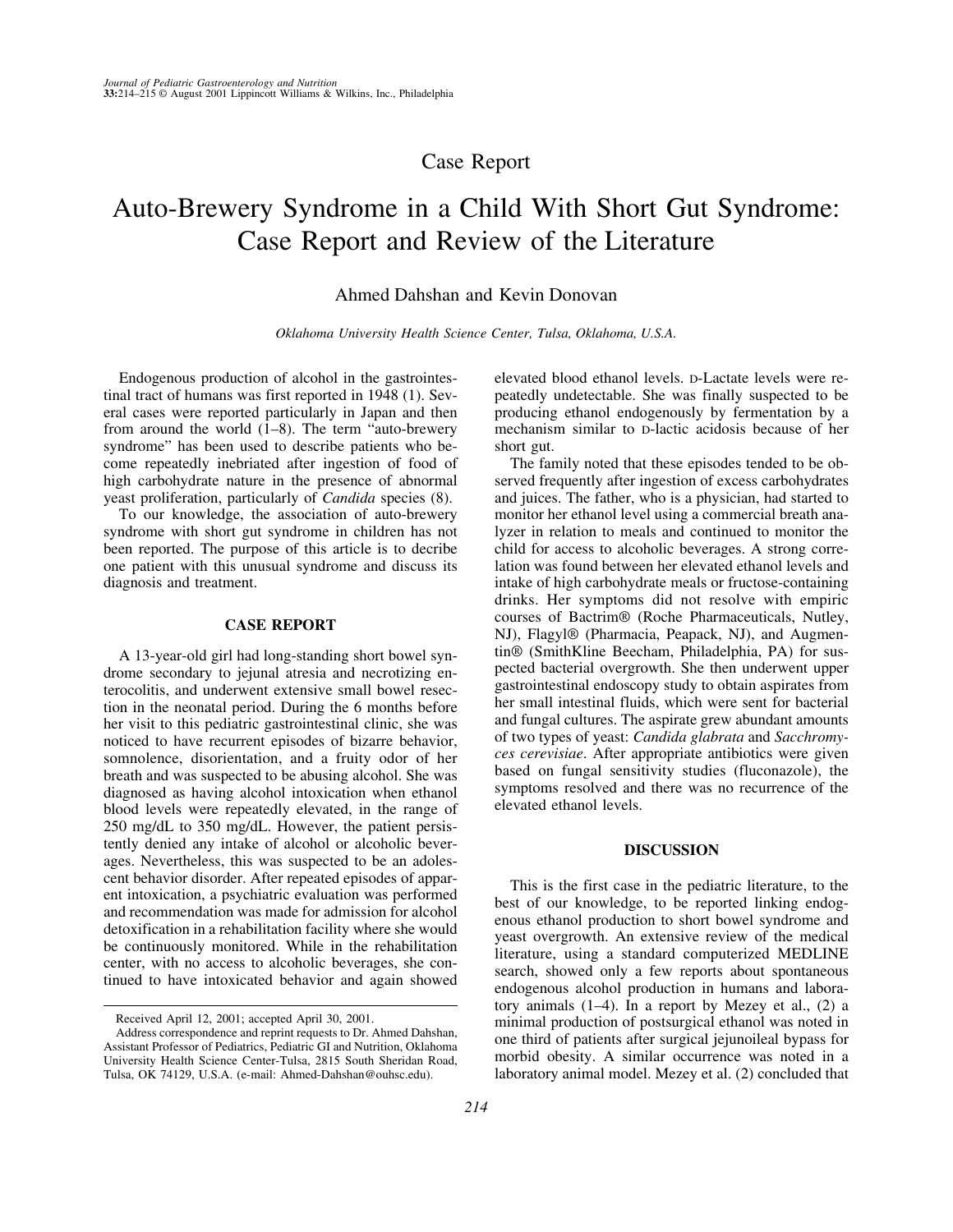## Case Report

# Auto-Brewery Syndrome in a Child With Short Gut Syndrome: Case Report and Review of the Literature

Ahmed Dahshan and Kevin Donovan

*Oklahoma University Health Science Center, Tulsa, Oklahoma, U.S.A.*

Endogenous production of alcohol in the gastrointestinal tract of humans was first reported in 1948 (1). Several cases were reported particularly in Japan and then from around the world (1–8). The term "auto-brewery syndrome" has been used to describe patients who become repeatedly inebriated after ingestion of food of high carbohydrate nature in the presence of abnormal yeast proliferation, particularly of *Candida* species (8).

To our knowledge, the association of auto-brewery syndrome with short gut syndrome in children has not been reported. The purpose of this article is to decribe one patient with this unusual syndrome and discuss its diagnosis and treatment.

### CASE REPORT

A 13-year-old girl had long-standing short bowel syndrome secondary to jejunal atresia and necrotizing enterocolitis, and underwent extensive small bowel resection in the neonatal period. During the 6 months before her visit to this pediatric gastrointestinal clinic, she was noticed to have recurrent episodes of bizarre behavior, somnolence, disorientation, and a fruity odor of her breath and was suspected to be abusing alcohol. She was diagnosed as having alcohol intoxication when ethanol blood levels were repeatedly elevated, in the range of 250 mg/dL to 350 mg/dL. However, the patient persistently denied any intake of alcohol or alcoholic beverages. Nevertheless, this was suspected to be an adolescent behavior disorder. After repeated episodes of apparent intoxication, a psychiatric evaluation was performed and recommendation was made for admission for alcohol detoxification in a rehabilitation facility where she would be continuously monitored. While in the rehabilitation center, with no access to alcoholic beverages, she continued to have intoxicated behavior and again showed elevated blood ethanol levels. D-Lactate levels were repeatedly undetectable. She was finally suspected to be producing ethanol endogenously by fermentation by a mechanism similar to D-lactic acidosis because of her short gut.

The family noted that these episodes tended to be observed frequently after ingestion of excess carbohydrates and juices. The father, who is a physician, had started to monitor her ethanol level using a commercial breath analyzer in relation to meals and continued to monitor the child for access to alcoholic beverages. A strong correlation was found between her elevated ethanol levels and intake of high carbohydrate meals or fructose-containing drinks. Her symptoms did not resolve with empiric courses of Bactrim® (Roche Pharmaceuticals, Nutley, NJ), Flagyl® (Pharmacia, Peapack, NJ), and Augmentin® (SmithKline Beecham, Philadelphia, PA) for suspected bacterial overgrowth. She then underwent upper gastrointestinal endoscopy study to obtain aspirates from her small intestinal fluids, which were sent for bacterial and fungal cultures. The aspirate grew abundant amounts of two types of yeast: *Candida glabrata* and *Sacchromyces cerevisiae*. After appropriate antibiotics were given based on fungal sensitivity studies (fluconazole), the symptoms resolved and there was no recurrence of the elevated ethanol levels.

### DISCUSSION

This is the first case in the pediatric literature, to the best of our knowledge, to be reported linking endogenous ethanol production to short bowel syndrome and yeast overgrowth. An extensive review of the medical literature, using a standard computerized MEDLINE search, showed only a few reports about spontaneous endogenous alcohol production in humans and laboratory animals (1–4). In a report by Mezey et al., (2) a minimal production of postsurgical ethanol was noted in one third of patients after surgical jejunoileal bypass for morbid obesity. A similar occurrence was noted in a laboratory animal model. Mezey et al. (2) concluded that

---

Received April 12, 2001; accepted April 30, 2001.

Address correspondence and reprint requests to Dr. Ahmed Dahshan, Assistant Professor of Pediatrics, Pediatric GI and Nutrition, Oklahoma University Health Science Center-Tulsa, 2815 South Sheridan Road, Tulsa, OK 74129, U.S.A. (e-mail: Ahmed-Dahshan@ouhsc.edu).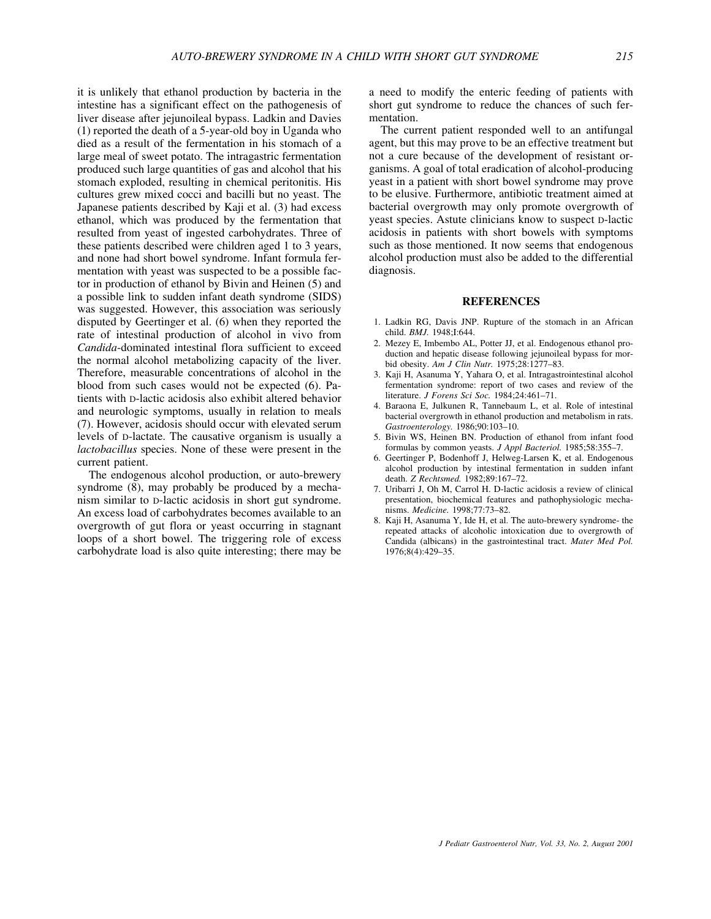it is unlikely that ethanol production by bacteria in the intestine has a significant effect on the pathogenesis of liver disease after jejunoileal bypass. Ladkin and Davies (1) reported the death of a 5-year-old boy in Uganda who died as a result of the fermentation in his stomach of a large meal of sweet potato. The intragastric fermentation produced such large quantities of gas and alcohol that his stomach exploded, resulting in chemical peritonitis. His cultures grew mixed cocci and bacilli but no yeast. The Japanese patients described by Kaji et al. (3) had excess ethanol, which was produced by the fermentation that resulted from yeast of ingested carbohydrates. Three of these patients described were children aged 1 to 3 years, and none had short bowel syndrome. Infant formula fermentation with yeast was suspected to be a possible factor in production of ethanol by Bivin and Heinen (5) and a possible link to sudden infant death syndrome (SIDS) was suggested. However, this association was seriously disputed by Geertinger et al. (6) when they reported the rate of intestinal production of alcohol in vivo from *Candida*-dominated intestinal flora sufficient to exceed the normal alcohol metabolizing capacity of the liver. Therefore, measurable concentrations of alcohol in the blood from such cases would not be expected (6). Patients with D-lactic acidosis also exhibit altered behavior and neurologic symptoms, usually in relation to meals (7). However, acidosis should occur with elevated serum levels of D-lactate. The causative organism is usually a *lactobacillus* species. None of these were present in the current patient.

The endogenous alcohol production, or auto-brewery syndrome (8), may probably be produced by a mechanism similar to D-lactic acidosis in short gut syndrome. An excess load of carbohydrates becomes available to an overgrowth of gut flora or yeast occurring in stagnant loops of a short bowel. The triggering role of excess carbohydrate load is also quite interesting; there may be a need to modify the enteric feeding of patients with short gut syndrome to reduce the chances of such fermentation.

The current patient responded well to an antifungal agent, but this may prove to be an effective treatment but not a cure because of the development of resistant organisms. A goal of total eradication of alcohol-producing yeast in a patient with short bowel syndrome may prove to be elusive. Furthermore, antibiotic treatment aimed at bacterial overgrowth may only promote overgrowth of yeast species. Astute clinicians know to suspect D-lactic acidosis in patients with short bowels with symptoms such as those mentioned. It now seems that endogenous alcohol production must also be added to the differential diagnosis.

## REFERENCES

1. Ladkin RG, Davis JNP. Rupture of the stomach in an African child. *BMJ.* 1948;I:644.
2. Mezey E, Imbembo AL, Potter JJ, et al. Endogenous ethanol production and hepatic disease following jejunoileal bypass for morbid obesity. *Am J Clin Nutr.* 1975;28:1277–83.
3. Kaji H, Asanuma Y, Yahara O, et al. Intragastrointestinal alcohol fermentation syndrome: report of two cases and review of the literature. *J Forens Sci Soc.* 1984;24:461–71.
4. Baraona E, Julkunen R, Tannebaum L, et al. Role of intestinal bacterial overgrowth in ethanol production and metabolism in rats. *Gastroenterology.* 1986;90:103–10.
5. Bivin WS, Heinen BN. Production of ethanol from infant food formulas by common yeasts. *J Appl Bacteriol.* 1985;58:355–7.
6. Geertinger P, Bodenhoff J, Helweg-Larsen K, et al. Endogenous alcohol production by intestinal fermentation in sudden infant death. *Z Rechtsmed.* 1982;89:167–72.
7. Uribarri J, Oh M, Carrol H. D-lactic acidosis a review of clinical presentation, biochemical features and pathophysiologic mechanisms. *Medicine.* 1998;77:73–82.
8. Kaji H, Asanuma Y, Ide H, et al. The auto-brewery syndrome- the repeated attacks of alcoholic intoxication due to overgrowth of Candida (albicans) in the gastrointestinal tract. *Mater Med Pol.* 1976;8(4):429–35.